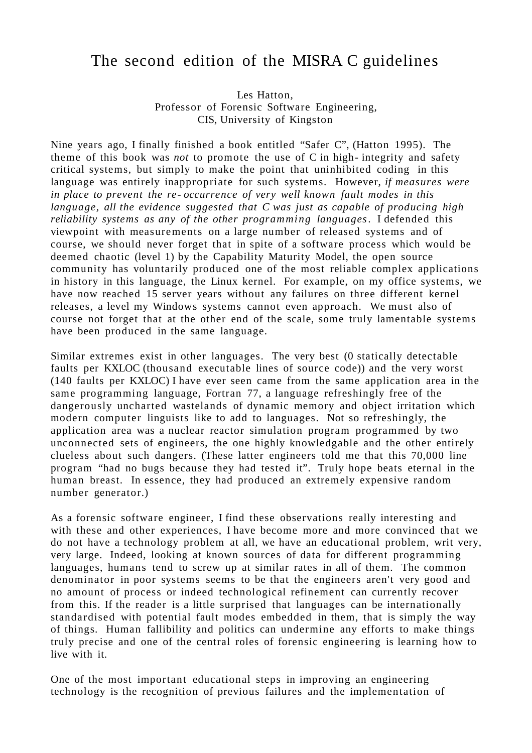# The second edition of the MISRA C guidelines

Les Hatton,
Professor of Forensic Software Engineering,
CIS, University of Kingston

Nine years ago, I finally finished a book entitled "Safer C", (Hatton 1995). The theme of this book was *not* to promote the use of C in high-integrity and safety critical systems, but simply to make the point that uninhibited coding in this language was entirely inappropriate for such systems. However, *if measures were in place to prevent the re-occurrence of very well known fault modes in this language, all the evidence suggested that C was just as capable of producing high reliability systems as any of the other programming languages*. I defended this viewpoint with measurements on a large number of released systems and of course, we should never forget that in spite of a software process which would be deemed chaotic (level 1) by the Capability Maturity Model, the open source community has voluntarily produced one of the most reliable complex applications in history in this language, the Linux kernel. For example, on my office systems, we have now reached 15 server years without any failures on three different kernel releases, a level my Windows systems cannot even approach. We must also of course not forget that at the other end of the scale, some truly lamentable systems have been produced in the same language.

Similar extremes exist in other languages. The very best (0 statically detectable faults per KXLOC (thousand executable lines of source code)) and the very worst (140 faults per KXLOC) I have ever seen came from the same application area in the same programming language, Fortran 77, a language refreshingly free of the dangerously uncharted wastelands of dynamic memory and object irritation which modern computer linguists like to add to languages. Not so refreshingly, the application area was a nuclear reactor simulation program programmed by two unconnected sets of engineers, the one highly knowledgable and the other entirely clueless about such dangers. (These latter engineers told me that this 70,000 line program "had no bugs because they had tested it". Truly hope beats eternal in the human breast. In essence, they had produced an extremely expensive random number generator.)

As a forensic software engineer, I find these observations really interesting and with these and other experiences, I have become more and more convinced that we do not have a technology problem at all, we have an educational problem, writ very, very large. Indeed, looking at known sources of data for different programming languages, humans tend to screw up at similar rates in all of them. The common denominator in poor systems seems to be that the engineers aren't very good and no amount of process or indeed technological refinement can currently recover from this. If the reader is a little surprised that languages can be internationally standardised with potential fault modes embedded in them, that is simply the way of things. Human fallibility and politics can undermine any efforts to make things truly precise and one of the central roles of forensic engineering is learning how to live with it.

One of the most important educational steps in improving an engineering technology is the recognition of previous failures and the implementation of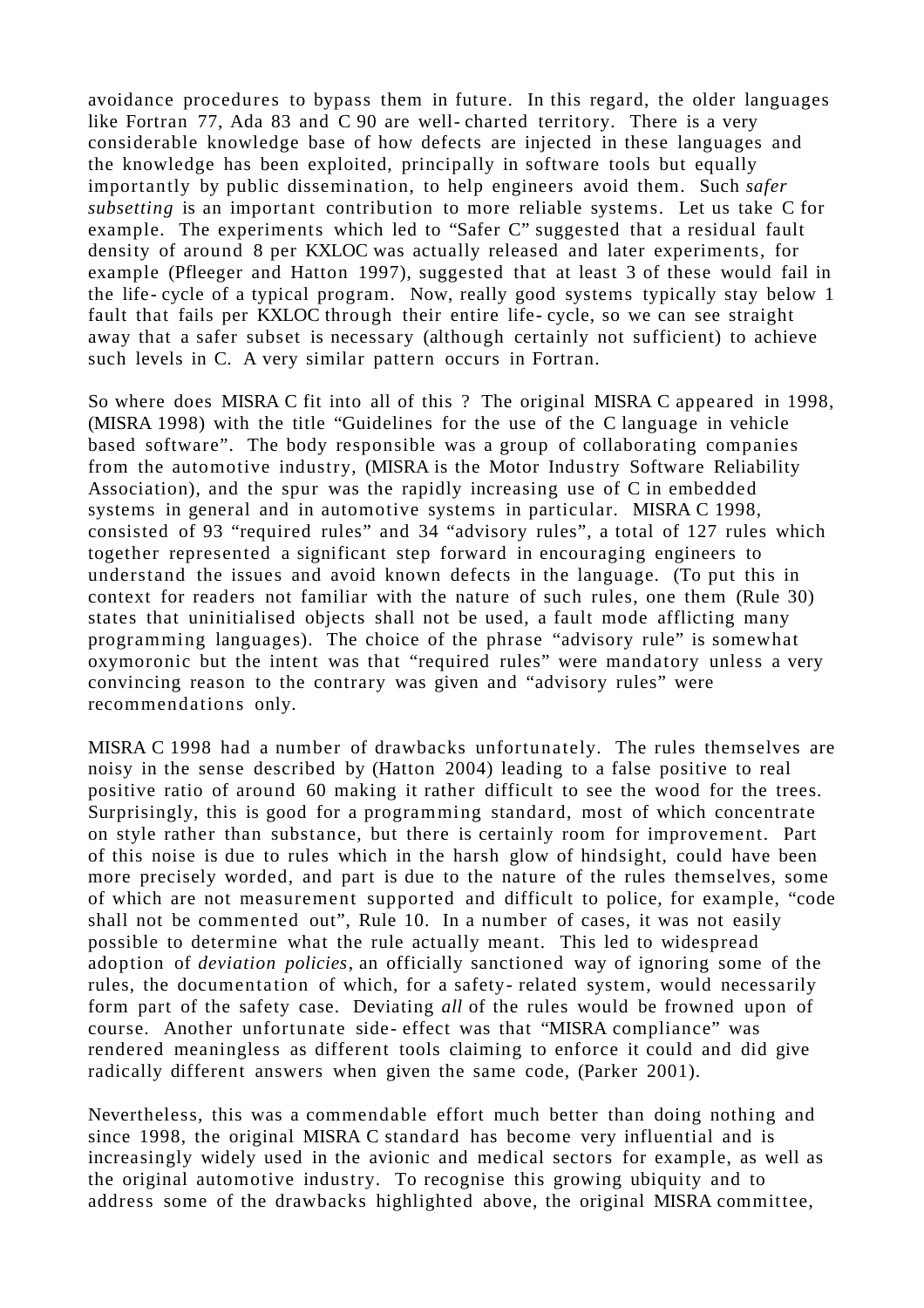avoidance procedures to bypass them in future. In this regard, the older languages like Fortran 77, Ada 83 and C 90 are well-charted territory. There is a very considerable knowledge base of how defects are injected in these languages and the knowledge has been exploited, principally in software tools but equally importantly by public dissemination, to help engineers avoid them. Such *safer subsetting* is an important contribution to more reliable systems. Let us take C for example. The experiments which led to "Safer C" suggested that a residual fault density of around 8 per KXLOC was actually released and later experiments, for example (Pfleeger and Hatton 1997), suggested that at least 3 of these would fail in the life-cycle of a typical program. Now, really good systems typically stay below 1 fault that fails per KXLOC through their entire life-cycle, so we can see straight away that a safer subset is necessary (although certainly not sufficient) to achieve such levels in C. A very similar pattern occurs in Fortran.

So where does MISRA C fit into all of this ? The original MISRA C appeared in 1998, (MISRA 1998) with the title "Guidelines for the use of the C language in vehicle based software". The body responsible was a group of collaborating companies from the automotive industry, (MISRA is the Motor Industry Software Reliability Association), and the spur was the rapidly increasing use of C in embedded systems in general and in automotive systems in particular. MISRA C 1998, consisted of 93 "required rules" and 34 "advisory rules", a total of 127 rules which together represented a significant step forward in encouraging engineers to understand the issues and avoid known defects in the language. (To put this in context for readers not familiar with the nature of such rules, one them (Rule 30) states that uninitialised objects shall not be used, a fault mode afflicting many programming languages). The choice of the phrase "advisory rule" is somewhat oxymoronic but the intent was that "required rules" were mandatory unless a very convincing reason to the contrary was given and "advisory rules" were recommendations only.

MISRA C 1998 had a number of drawbacks unfortunately. The rules themselves are noisy in the sense described by (Hatton 2004) leading to a false positive to real positive ratio of around 60 making it rather difficult to see the wood for the trees. Surprisingly, this is good for a programming standard, most of which concentrate on style rather than substance, but there is certainly room for improvement. Part of this noise is due to rules which in the harsh glow of hindsight, could have been more precisely worded, and part is due to the nature of the rules themselves, some of which are not measurement supported and difficult to police, for example, "code shall not be commented out", Rule 10. In a number of cases, it was not easily possible to determine what the rule actually meant. This led to widespread adoption of *deviation policies*, an officially sanctioned way of ignoring some of the rules, the documentation of which, for a safety-related system, would necessarily form part of the safety case. Deviating *all* of the rules would be frowned upon of course. Another unfortunate side-effect was that "MISRA compliance" was rendered meaningless as different tools claiming to enforce it could and did give radically different answers when given the same code, (Parker 2001).

Nevertheless, this was a commendable effort much better than doing nothing and since 1998, the original MISRA C standard has become very influential and is increasingly widely used in the avionic and medical sectors for example, as well as the original automotive industry. To recognise this growing ubiquity and to address some of the drawbacks highlighted above, the original MISRA committee,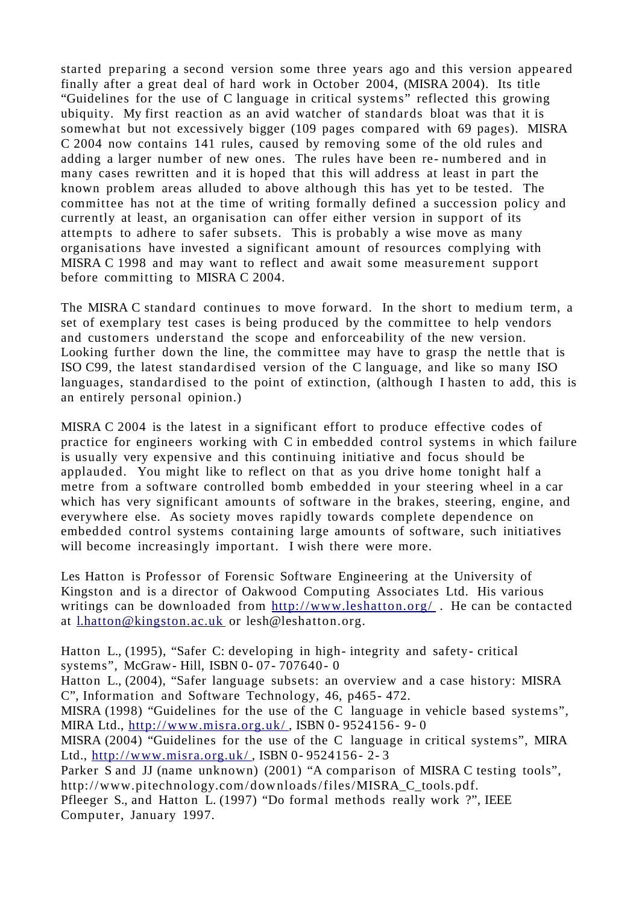started preparing a second version some three years ago and this version appeared finally after a great deal of hard work in October 2004, (MISRA 2004). Its title "Guidelines for the use of C language in critical systems" reflected this growing ubiquity. My first reaction as an avid watcher of standards bloat was that it is somewhat but not excessively bigger (109 pages compared with 69 pages). MISRA C 2004 now contains 141 rules, caused by removing some of the old rules and adding a larger number of new ones. The rules have been re-numbered and in many cases rewritten and it is hoped that this will address at least in part the known problem areas alluded to above although this has yet to be tested. The committee has not at the time of writing formally defined a succession policy and currently at least, an organisation can offer either version in support of its attempts to adhere to safer subsets. This is probably a wise move as many organisations have invested a significant amount of resources complying with MISRA C 1998 and may want to reflect and await some measurement support before committing to MISRA C 2004.

The MISRA C standard continues to move forward. In the short to medium term, a set of exemplary test cases is being produced by the committee to help vendors and customers understand the scope and enforceability of the new version. Looking further down the line, the committee may have to grasp the nettle that is ISO C99, the latest standardised version of the C language, and like so many ISO languages, standardised to the point of extinction, (although I hasten to add, this is an entirely personal opinion.)

MISRA C 2004 is the latest in a significant effort to produce effective codes of practice for engineers working with C in embedded control systems in which failure is usually very expensive and this continuing initiative and focus should be applauded. You might like to reflect on that as you drive home tonight half a metre from a software controlled bomb embedded in your steering wheel in a car which has very significant amounts of software in the brakes, steering, engine, and everywhere else. As society moves rapidly towards complete dependence on embedded control systems containing large amounts of software, such initiatives will become increasingly important. I wish there were more.

Les Hatton is Professor of Forensic Software Engineering at the University of Kingston and is a director of Oakwood Computing Associates Ltd. His various writings can be downloaded from [http://www.leshatton.org/](http://www.leshatton.org/) . He can be contacted at [l.hatton@kingston.ac.uk](mailto:l.hatton@kingston.ac.uk) or lesh@leshatton.org.

Hatton L., (1995), "Safer C: developing in high-integrity and safety-critical systems", McGraw-Hill, ISBN 0-07-707640-0
Hatton L., (2004), "Safer language subsets: an overview and a case history: MISRA C", Information and Software Technology, 46, p465-472.
MISRA (1998) "Guidelines for the use of the C language in vehicle based systems", MIRA Ltd., [http://www.misra.org.uk/](http://www.misra.org.uk/) , ISBN 0-9524156-9-0
MISRA (2004) "Guidelines for the use of the C language in critical systems", MIRA Ltd., [http://www.misra.org.uk/](http://www.misra.org.uk/) , ISBN 0-9524156-2-3
Parker S and JJ (name unknown) (2001) "A comparison of MISRA C testing tools", http://www.pitechnology.com/downloads/files/MISRA_C_tools.pdf.
Pfleeger S., and Hatton L. (1997) "Do formal methods really work ?", IEEE Computer, January 1997.